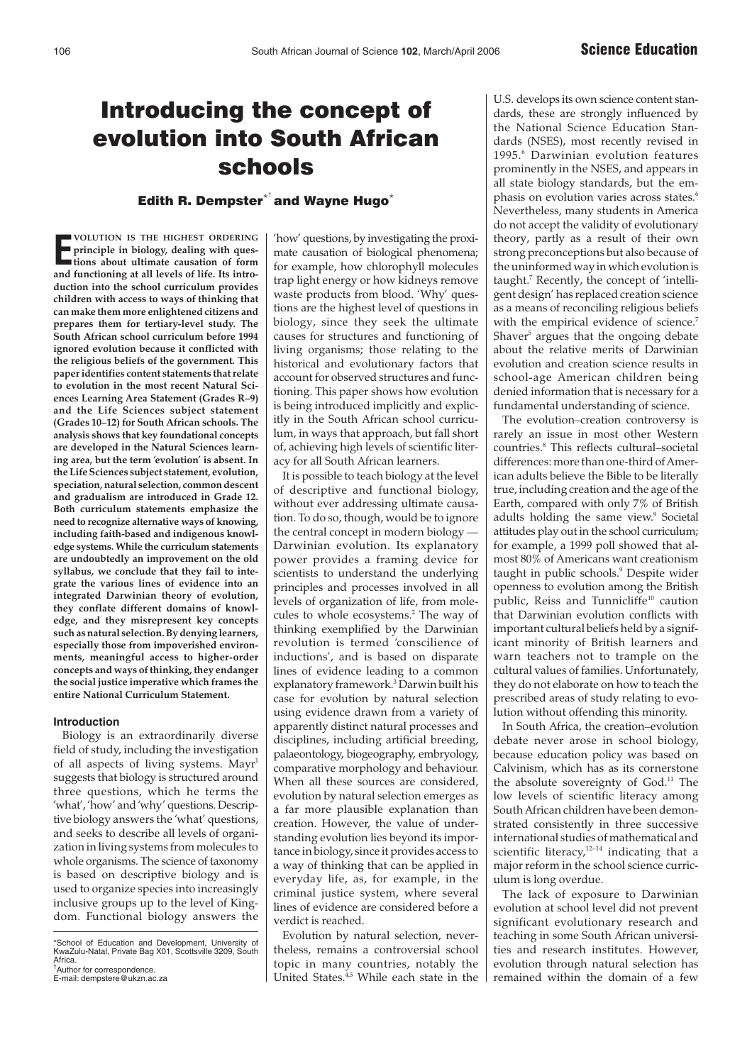# Introducing the concept of evolution into South African schools

**Edith R. Dempster**[*†] **and Wayne Hugo**[*]

**EVOLUTION IS THE HIGHEST ORDERING principle in biology, dealing with questions about ultimate causation of form and functioning at all levels of life. Its introduction into the school curriculum provides children with access to ways of thinking that can make them more enlightened citizens and prepares them for tertiary-level study. The South African school curriculum before 1994 ignored evolution because it conflicted with the religious beliefs of the government. This paper identifies content statements that relate to evolution in the most recent Natural Sciences Learning Area Statement (Grades R–9) and the Life Sciences subject statement (Grades 10–12) for South African schools. The analysis shows that key foundational concepts are developed in the Natural Sciences learning area, but the term 'evolution' is absent. In the Life Sciences subject statement, evolution, speciation, natural selection, common descent and gradualism are introduced in Grade 12. Both curriculum statements emphasize the need to recognize alternative ways of knowing, including faith-based and indigenous knowledge systems. While the curriculum statements are undoubtedly an improvement on the old syllabus, we conclude that they fail to integrate the various lines of evidence into an integrated Darwinian theory of evolution, they conflate different domains of knowledge, and they misrepresent key concepts such as natural selection. By denying learners, especially those from impoverished environments, meaningful access to higher-order concepts and ways of thinking, they endanger the social justice imperative which frames the entire National Curriculum Statement.**

## Introduction

Biology is an extraordinarily diverse field of study, including the investigation of all aspects of living systems. Mayr[1] suggests that biology is structured around three questions, which he terms the 'what', 'how' and 'why' questions. Descriptive biology answers the 'what' questions, and seeks to describe all levels of organization in living systems from molecules to whole organisms. The science of taxonomy is based on descriptive biology and is used to organize species into increasingly inclusive groups up to the level of Kingdom. Functional biology answers the 'how' questions, by investigating the proximate causation of biological phenomena; for example, how chlorophyll molecules trap light energy or how kidneys remove waste products from blood. 'Why' questions are the highest level of questions in biology, since they seek the ultimate causes for structures and functioning of living organisms; those relating to the historical and evolutionary factors that account for observed structures and functioning. This paper shows how evolution is being introduced implicitly and explicitly in the South African school curriculum, in ways that approach, but fall short of, achieving high levels of scientific literacy for all South African learners.

It is possible to teach biology at the level of descriptive and functional biology, without ever addressing ultimate causation. To do so, though, would be to ignore the central concept in modern biology — Darwinian evolution. Its explanatory power provides a framing device for scientists to understand the underlying principles and processes involved in all levels of organization of life, from molecules to whole ecosystems.[2] The way of thinking exemplified by the Darwinian revolution is termed 'consciliance of inductions', and is based on disparate lines of evidence leading to a common explanatory framework.[3] Darwin built his case for evolution by natural selection using evidence drawn from a variety of apparently distinct natural processes and disciplines, including artificial breeding, palaeontology, biogeography, embryology, comparative morphology and behaviour. When all these sources are considered, evolution by natural selection emerges as a far more plausible explanation than creation. However, the value of understanding evolution lies beyond its importance in biology, since it provides access to a way of thinking that can be applied in everyday life, as, for example, in the criminal justice system, where several lines of evidence are considered before a verdict is reached.

Evolution by natural selection, nevertheless, remains a controversial school topic in many countries, notably the United States.[4,5] While each state in the U.S. develops its own science content standards, these are strongly influenced by the National Science Education Standards (NSES), most recently revised in 1995.[6] Darwinian evolution features prominently in the NSES, and appears in all state biology standards, but the emphasis on evolution varies across states.[6] Nevertheless, many students in America do not accept the validity of evolutionary theory, partly as a result of their own strong preconceptions but also because of the uninformed way in which evolution is taught.[7] Recently, the concept of 'intelligent design' has replaced creation science as a means of reconciling religious beliefs with the empirical evidence of science.[7] Shaver[5] argues that the ongoing debate about the relative merits of Darwinian evolution and creation science results in school-age American children being denied information that is necessary for a fundamental understanding of science.

The evolution–creation controversy is rarely an issue in most other Western countries.[8] This reflects cultural–societal differences: more than one-third of American adults believe the Bible to be literally true, including creation and the age of the Earth, compared with only 7% of British adults holding the same view.[9] Societal attitudes play out in the school curriculum; for example, a 1999 poll showed that almost 80% of Americans want creationism taught in public schools.[9] Despite wider openness to evolution among the British public, Reiss and Tunnicliffe[10] caution that Darwinian evolution conflicts with important cultural beliefs held by a significant minority of British learners and warn teachers not to trample on the cultural values of families. Unfortunately, they do not elaborate on how to teach the prescribed areas of study relating to evolution without offending this minority.

In South Africa, the creation–evolution debate never arose in school biology, because education policy was based on Calvinism, which has as its cornerstone the absolute sovereignty of God.[11] The low levels of scientific literacy among South African children have been demonstrated consistently in three successive international studies of mathematical and scientific literacy,[12–14] indicating that a major reform in the school science curriculum is long overdue.

The lack of exposure to Darwinian evolution at school level did not prevent significant evolutionary research and teaching in some South African universities and research institutes. However, evolution through natural selection has remained within the domain of a few

---

*School of Education and Development, University of KwaZulu-Natal, Private Bag X01, Scottsville 3209, South Africa.
†Author for correspondence.
E-mail: dempstere@ukzn.ac.za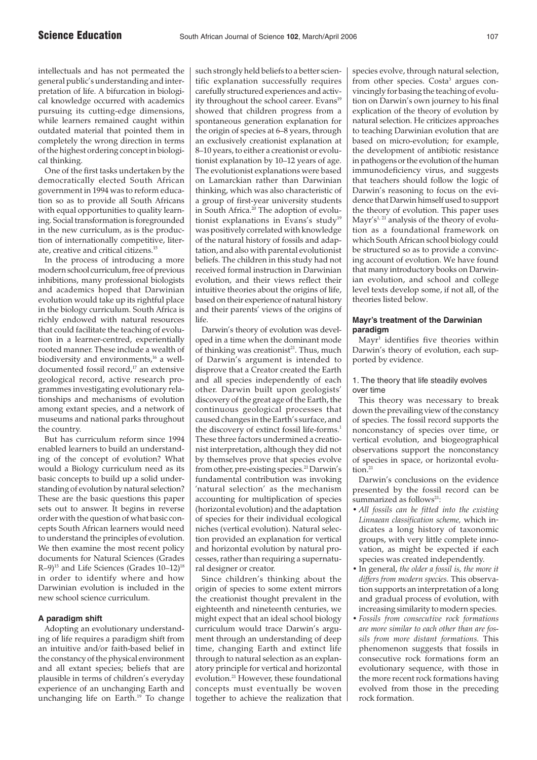intellectuals and has not permeated the general public's understanding and interpretation of life. A bifurcation in biological knowledge occurred with academics pursuing its cutting-edge dimensions, while learners remained caught within outdated material that pointed them in completely the wrong direction in terms of the highest ordering concept in biological thinking.

One of the first tasks undertaken by the democratically elected South African government in 1994 was to reform education so as to provide all South Africans with equal opportunities to quality learning. Social transformation is foregrounded in the new curriculum, as is the production of internationally competitive, literate, creative and critical citizens.[15]

In the process of introducing a more modern school curriculum, free of previous inhibitions, many professional biologists and academics hoped that Darwinian evolution would take up its rightful place in the biology curriculum. South Africa is richly endowed with natural resources that could facilitate the teaching of evolution in a learner-centred, experientially rooted manner. These include a wealth of biodiversity and environments,[16] a well-documented fossil record,[17] an extensive geological record, active research programmes investigating evolutionary relationships and mechanisms of evolution among extant species, and a network of museums and national parks throughout the country.

But has curriculum reform since 1994 enabled learners to build an understanding of the concept of evolution? What would a Biology curriculum need as its basic concepts to build up a solid understanding of evolution by natural selection? These are the basic questions this paper sets out to answer. It begins in reverse order with the question of what basic concepts South African learners would need to understand the principles of evolution. We then examine the most recent policy documents for Natural Sciences (Grades R–9)[15] and Life Sciences (Grades 10–12)[18] in order to identify where and how Darwinian evolution is included in the new school science curriculum.

## A paradigm shift

Adopting an evolutionary understanding of life requires a paradigm shift from an intuitive and/or faith-based belief in the constancy of the physical environment and all extant species; beliefs that are plausible in terms of children's everyday experience of an unchanging Earth and unchanging life on Earth.[19] To change such strongly held beliefs to a better scientific explanation successfully requires carefully structured experiences and activity throughout the school career. Evans[19] showed that children progress from a spontaneous generation explanation for the origin of species at 6–8 years, through an exclusively creationist explanation at 8–10 years, to either a creationist or evolutionist explanation by 10–12 years of age. The evolutionist explanations were based on Lamarckian rather than Darwinian thinking, which was also characteristic of a group of first-year university students in South Africa.[20] The adoption of evolutionist explanations in Evans's study[19] was positively correlated with knowledge of the natural history of fossils and adaptation, and also with parental evolutionist beliefs. The children in this study had not received formal instruction in Darwinian evolution, and their views reflect their intuitive theories about the origins of life, based on their experience of natural history and their parents' views of the origins of life.

Darwin's theory of evolution was developed in a time when the dominant mode of thinking was creationist[21]. Thus, much of Darwin's argument is intended to disprove that a Creator created the Earth and all species independently of each other. Darwin built upon geologists' discovery of the great age of the Earth, the continuous geological processes that caused changes in the Earth's surface, and the discovery of extinct fossil life-forms.[1] These three factors undermined a creationist interpretation, although they did not by themselves prove that species evolve from other, pre-existing species.[21] Darwin's fundamental contribution was invoking 'natural selection' as the mechanism accounting for multiplication of species (horizontal evolution) and the adaptation of species for their individual ecological niches (vertical evolution). Natural selection provided an explanation for vertical and horizontal evolution by natural processes, rather than requiring a supernatural designer or creator.

Since children's thinking about the origin of species to some extent mirrors the creationist thought prevalent in the eighteenth and nineteenth centuries, we might expect that an ideal school biology curriculum would trace Darwin's argument through an understanding of deep time, changing Earth and extinct life through to natural selection as an explanatory principle for vertical and horizontal evolution.[21] However, these foundational concepts must eventually be woven together to achieve the realization that species evolve, through natural selection, from other species. Costa[3] argues convincingly for basing the teaching of evolution on Darwin's own journey to his final explication of the theory of evolution by natural selection. He criticizes approaches to teaching Darwinian evolution that are based on micro-evolution; for example, the development of antibiotic resistance in pathogens or the evolution of the human immunodeficiency virus, and suggests that teachers should follow the logic of Darwin's reasoning to focus on the evidence that Darwin himself used to support the theory of evolution. This paper uses Mayr's[1,21] analysis of the theory of evolution as a foundational framework on which South African school biology could be structured so as to provide a convincing account of evolution. We have found that many introductory books on Darwinian evolution, and school and college level texts develop some, if not all, of the theories listed below.

## Mayr's treatment of the Darwinian paradigm

Mayr[1] identifies five theories within Darwin's theory of evolution, each supported by evidence.

### 1. The theory that life steadily evolves over time

This theory was necessary to break down the prevailing view of the constancy of species. The fossil record supports the nonconstancy of species over time, or vertical evolution, and biogeographical observations support the nonconstancy of species in space, or horizontal evolution.[21]

Darwin's conclusions on the evidence presented by the fossil record can be summarized as follows[21]:

- *All fossils can be fitted into the existing Linnaean classification scheme,* which indicates a long history of taxonomic groups, with very little complete innovation, as might be expected if each species was created independently.
- In general, *the older a fossil is, the more it differs from modern species.* This observation supports an interpretation of a long and gradual process of evolution, with increasing similarity to modern species.
- *Fossils from consecutive rock formations are more similar to each other than are fossils from more distant formations.* This phenomenon suggests that fossils in consecutive rock formations form an evolutionary sequence, with those in the more recent rock formations having evolved from those in the preceding rock formation.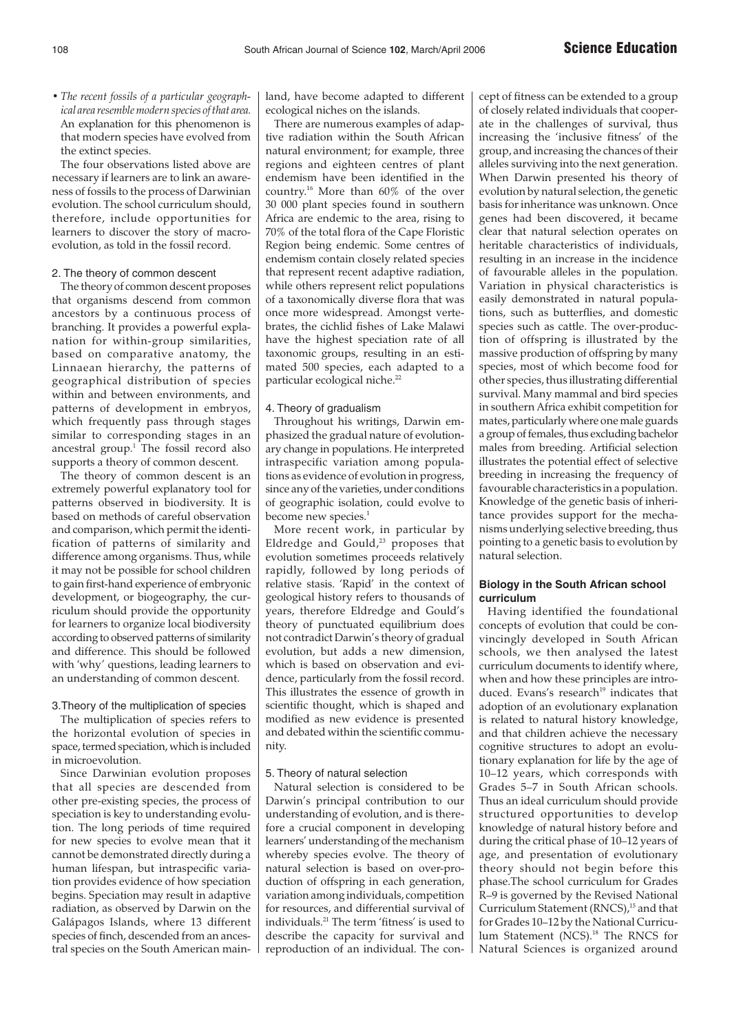- *The recent fossils of a particular geographical area resemble modern species of that area.* An explanation for this phenomenon is that modern species have evolved from the extinct species.

The four observations listed above are necessary if learners are to link an awareness of fossils to the process of Darwinian evolution. The school curriculum should, therefore, include opportunities for learners to discover the story of macroevolution, as told in the fossil record.

### 2. The theory of common descent

The theory of common descent proposes that organisms descend from common ancestors by a continuous process of branching. It provides a powerful explanation for within-group similarities, based on comparative anatomy, the Linnaean hierarchy, the patterns of geographical distribution of species within and between environments, and patterns of development in embryos, which frequently pass through stages similar to corresponding stages in an ancestral group.[1] The fossil record also supports a theory of common descent.

The theory of common descent is an extremely powerful explanatory tool for patterns observed in biodiversity. It is based on methods of careful observation and comparison, which permit the identification of patterns of similarity and difference among organisms. Thus, while it may not be possible for school children to gain first-hand experience of embryonic development, or biogeography, the curriculum should provide the opportunity for learners to organize local biodiversity according to observed patterns of similarity and difference. This should be followed with 'why' questions, leading learners to an understanding of common descent.

### 3. Theory of the multiplication of species

The multiplication of species refers to the horizontal evolution of species in space, termed speciation, which is included in microevolution.

Since Darwinian evolution proposes that all species are descended from other pre-existing species, the process of speciation is key to understanding evolution. The long periods of time required for new species to evolve mean that it cannot be demonstrated directly during a human lifespan, but intraspecific variation provides evidence of how speciation begins. Speciation may result in adaptive radiation, as observed by Darwin on the Galápagos Islands, where 13 different species of finch, descended from an ancestral species on the South American mainland, have become adapted to different ecological niches on the islands.

There are numerous examples of adaptive radiation within the South African natural environment; for example, three regions and eighteen centres of plant endemism have been identified in the country.[16] More than 60% of the over 30 000 plant species found in southern Africa are endemic to the area, rising to 70% of the total flora of the Cape Floristic Region being endemic. Some centres of endemism contain closely related species that represent recent adaptive radiation, while others represent relict populations of a taxonomically diverse flora that was once more widespread. Amongst vertebrates, the cichlid fishes of Lake Malawi have the highest speciation rate of all taxonomic groups, resulting in an estimated 500 species, each adapted to a particular ecological niche.[22]

### 4. Theory of gradualism

Throughout his writings, Darwin emphasized the gradual nature of evolutionary change in populations. He interpreted intraspecific variation among populations as evidence of evolution in progress, since any of the varieties, under conditions of geographic isolation, could evolve to become new species.[1]

More recent work, in particular by Eldredge and Gould,[23] proposes that evolution sometimes proceeds relatively rapidly, followed by long periods of relative stasis. 'Rapid' in the context of geological history refers to thousands of years, therefore Eldredge and Gould's theory of punctuated equilibrium does not contradict Darwin's theory of gradual evolution, but adds a new dimension, which is based on observation and evidence, particularly from the fossil record. This illustrates the essence of growth in scientific thought, which is shaped and modified as new evidence is presented and debated within the scientific community.

### 5. Theory of natural selection

Natural selection is considered to be Darwin's principal contribution to our understanding of evolution, and is therefore a crucial component in developing learners' understanding of the mechanism whereby species evolve. The theory of natural selection is based on over-production of offspring in each generation, variation among individuals, competition for resources, and differential survival of individuals.[21] The term 'fitness' is used to describe the capacity for survival and reproduction of an individual. The concept of fitness can be extended to a group of closely related individuals that cooperate in the challenges of survival, thus increasing the 'inclusive fitness' of the group, and increasing the chances of their alleles surviving into the next generation. When Darwin presented his theory of evolution by natural selection, the genetic basis for inheritance was unknown. Once genes had been discovered, it became clear that natural selection operates on heritable characteristics of individuals, resulting in an increase in the incidence of favourable alleles in the population. Variation in physical characteristics is easily demonstrated in natural populations, such as butterflies, and domestic species such as cattle. The over-production of offspring is illustrated by the massive production of offspring by many species, most of which become food for other species, thus illustrating differential survival. Many mammal and bird species in southern Africa exhibit competition for mates, particularly where one male guards a group of females, thus excluding bachelor males from breeding. Artificial selection illustrates the potential effect of selective breeding in increasing the frequency of favourable characteristics in a population. Knowledge of the genetic basis of inheritance provides support for the mechanisms underlying selective breeding, thus pointing to a genetic basis to evolution by natural selection.

## Biology in the South African school curriculum

Having identified the foundational concepts of evolution that could be convincingly developed in South African schools, we then analysed the latest curriculum documents to identify where, when and how these principles are introduced. Evans's research[19] indicates that adoption of an evolutionary explanation is related to natural history knowledge, and that children achieve the necessary cognitive structures to adopt an evolutionary explanation for life by the age of 10–12 years, which corresponds with Grades 5–7 in South African schools. Thus an ideal curriculum should provide structured opportunities to develop knowledge of natural history before and during the critical phase of 10–12 years of age, and presentation of evolutionary theory should not begin before this phase. The school curriculum for Grades R–9 is governed by the Revised National Curriculum Statement (RNCS),[15] and that for Grades 10–12 by the National Curriculum Statement (NCS).[18] The RNCS for Natural Sciences is organized around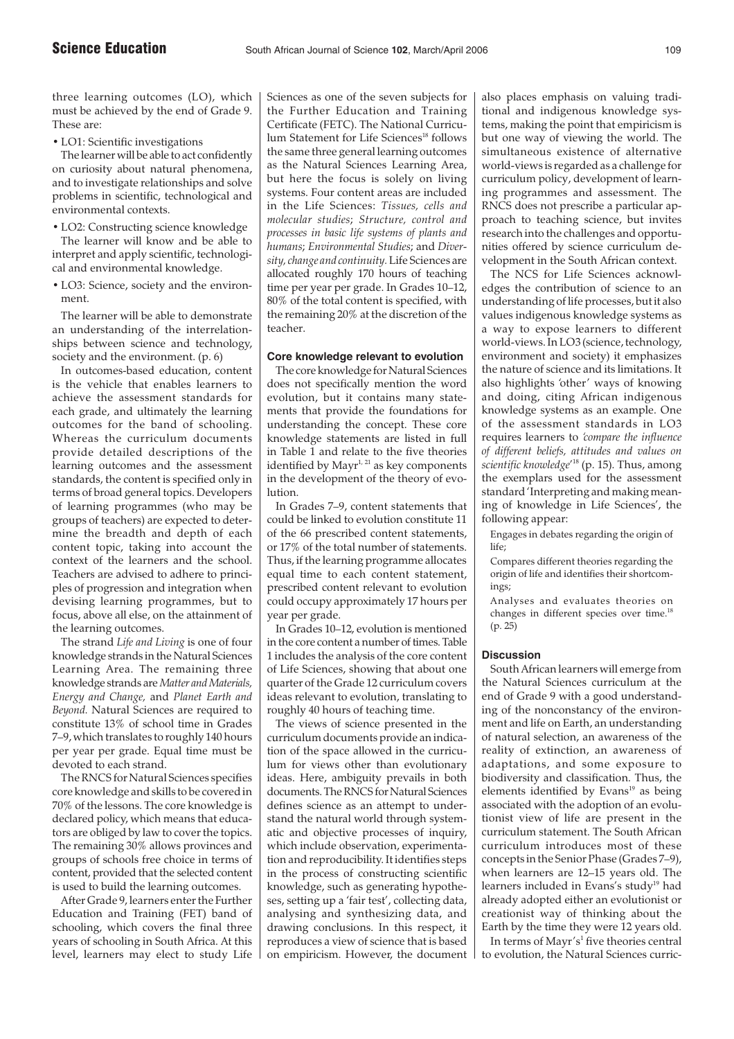three learning outcomes (LO), which must be achieved by the end of Grade 9. These are:

- LO1: Scientific investigations

The learner will be able to act confidently on curiosity about natural phenomena, and to investigate relationships and solve problems in scientific, technological and environmental contexts.

- LO2: Constructing science knowledge

The learner will know and be able to interpret and apply scientific, technological and environmental knowledge.

- LO3: Science, society and the environment.

The learner will be able to demonstrate an understanding of the interrelationships between science and technology, society and the environment. (p. 6)

In outcomes-based education, content is the vehicle that enables learners to achieve the assessment standards for each grade, and ultimately the learning outcomes for the band of schooling. Whereas the curriculum documents provide detailed descriptions of the learning outcomes and the assessment standards, the content is specified only in terms of broad general topics. Developers of learning programmes (who may be groups of teachers) are expected to determine the breadth and depth of each content topic, taking into account the context of the learners and the school. Teachers are advised to adhere to principles of progression and integration when devising learning programmes, but to focus, above all else, on the attainment of the learning outcomes.

The strand *Life and Living* is one of four knowledge strands in the Natural Sciences Learning Area. The remaining three knowledge strands are *Matter and Materials, Energy and Change,* and *Planet Earth and Beyond.* Natural Sciences are required to constitute 13% of school time in Grades 7–9, which translates to roughly 140 hours per year per grade. Equal time must be devoted to each strand.

The RNCS for Natural Sciences specifies core knowledge and skills to be covered in 70% of the lessons. The core knowledge is declared policy, which means that educators are obliged by law to cover the topics. The remaining 30% allows provinces and groups of schools free choice in terms of content, provided that the selected content is used to build the learning outcomes.

After Grade 9, learners enter the Further Education and Training (FET) band of schooling, which covers the final three years of schooling in South Africa. At this level, learners may elect to study Life Sciences as one of the seven subjects for the Further Education and Training Certificate (FETC). The National Curriculum Statement for Life Sciences[18] follows the same three general learning outcomes as the Natural Sciences Learning Area, but here the focus is solely on living systems. Four content areas are included in the Life Sciences: *Tissues, cells and molecular studies*; *Structure, control and processes in basic life systems of plants and humans*; *Environmental Studies*; and *Diversity, change and continuity.* Life Sciences are allocated roughly 170 hours of teaching time per year per grade. In Grades 10–12, 80% of the total content is specified, with the remaining 20% at the discretion of the teacher.

### Core knowledge relevant to evolution

The core knowledge for Natural Sciences does not specifically mention the word evolution, but it contains many statements that provide the foundations for understanding the concept. These core knowledge statements are listed in full in Table 1 and relate to the five theories identified by Mayr[1, 21] as key components in the development of the theory of evolution.

In Grades 7–9, content statements that could be linked to evolution constitute 11 of the 66 prescribed content statements, or 17% of the total number of statements. Thus, if the learning programme allocates equal time to each content statement, prescribed content relevant to evolution could occupy approximately 17 hours per year per grade.

In Grades 10–12, evolution is mentioned in the core content a number of times. Table 1 includes the analysis of the core content of Life Sciences, showing that about one quarter of the Grade 12 curriculum covers ideas relevant to evolution, translating to roughly 40 hours of teaching time.

The views of science presented in the curriculum documents provide an indication of the space allowed in the curriculum for views other than evolutionary ideas. Here, ambiguity prevails in both documents. The RNCS for Natural Sciences defines science as an attempt to understand the natural world through systematic and objective processes of inquiry, which include observation, experimentation and reproducibility. It identifies steps in the process of constructing scientific knowledge, such as generating hypotheses, setting up a 'fair test', collecting data, analysing and synthesizing data, and drawing conclusions. In this respect, it reproduces a view of science that is based on empiricism. However, the document also places emphasis on valuing traditional and indigenous knowledge systems, making the point that empiricism is but one way of viewing the world. The simultaneous existence of alternative world-views is regarded as a challenge for curriculum policy, development of learning programmes and assessment. The RNCS does not prescribe a particular approach to teaching science, but invites research into the challenges and opportunities offered by science curriculum development in the South African context.

The NCS for Life Sciences acknowledges the contribution of science to an understanding of life processes, but it also values indigenous knowledge systems as a way to expose learners to different world-views. In LO3 (science, technology, environment and society) it emphasizes the nature of science and its limitations. It also highlights 'other' ways of knowing and doing, citing African indigenous knowledge systems as an example. One of the assessment standards in LO3 requires learners to *'compare the influence of different beliefs, attitudes and values on scientific knowledge'*[18] (p. 15). Thus, among the exemplars used for the assessment standard 'Interpreting and making meaning of knowledge in Life Sciences', the following appear:

> Engages in debates regarding the origin of life;
>
> Compares different theories regarding the origin of life and identifies their shortcomings;
>
> Analyses and evaluates theories on changes in different species over time.[18] (p. 25)

### Discussion

South African learners will emerge from the Natural Sciences curriculum at the end of Grade 9 with a good understanding of the nonconstancy of the environment and life on Earth, an understanding of natural selection, an awareness of the reality of extinction, an awareness of adaptations, and some exposure to biodiversity and classification. Thus, the elements identified by Evans[19] as being associated with the adoption of an evolutionist view of life are present in the curriculum statement. The South African curriculum introduces most of these concepts in the Senior Phase (Grades 7–9), when learners are 12–15 years old. The learners included in Evans's study[19] had already adopted either an evolutionist or creationist way of thinking about the Earth by the time they were 12 years old.

In terms of Mayr's[1] five theories central to evolution, the Natural Sciences curric-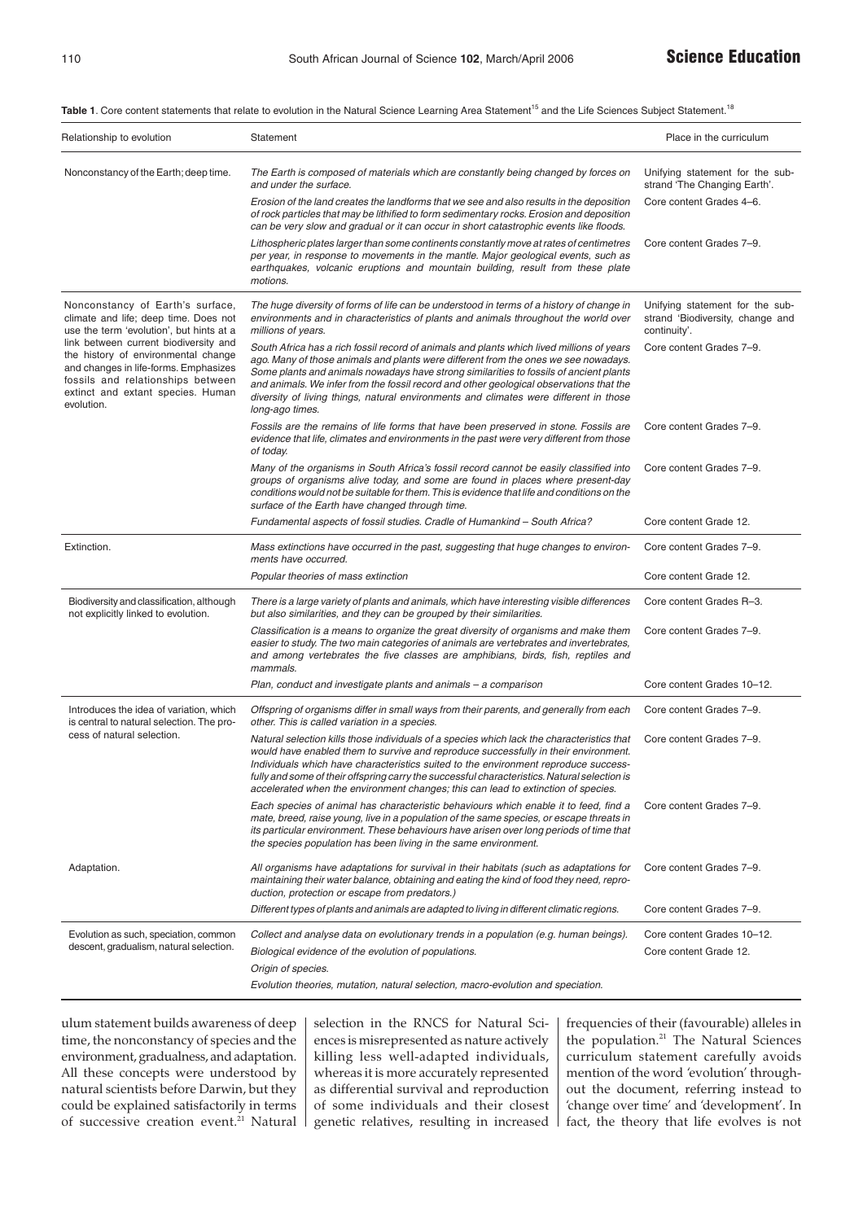**Table 1**. Core content statements that relate to evolution in the Natural Science Learning Area Statement[15] and the Life Sciences Subject Statement.[18]

| Relationship to evolution | Statement | Place in the curriculum |
|---|---|---|
| Nonconstancy of the Earth; deep time. | *The Earth is composed of materials which are constantly being changed by forces on and under the surface.* | Unifying statement for the sub-strand 'The Changing Earth'. |
| | *Erosion of the land creates the landforms that we see and also results in the deposition of rock particles that may be lithified to form sedimentary rocks. Erosion and deposition can be very slow and gradual or it can occur in short catastrophic events like floods.* | Core content Grades 4–6. |
| | *Lithospheric plates larger than some continents constantly move at rates of centimetres per year, in response to movements in the mantle. Major geological events, such as earthquakes, volcanic eruptions and mountain building, result from these plate motions.* | Core content Grades 7–9. |
| Nonconstancy of Earth's surface, climate and life; deep time. Does not use the term 'evolution', but hints at a link between current biodiversity and the history of environmental change and changes in life-forms. Emphasizes fossils and relationships between extinct and extant species. Human evolution. | *The huge diversity of forms of life can be understood in terms of a history of change in environments and in characteristics of plants and animals throughout the world over millions of years.* | Unifying statement for the sub-strand 'Biodiversity, change and continuity'. |
| | *South Africa has a rich fossil record of animals and plants which lived millions of years ago. Many of those animals and plants were different from the ones we see nowadays. Some plants and animals nowadays have strong similarities to fossils of ancient plants and animals. We infer from the fossil record and other geological observations that the diversity of living things, natural environments and climates were different in those long-ago times.* | Core content Grades 7–9. |
| | *Fossils are the remains of life forms that have been preserved in stone. Fossils are evidence that life, climates and environments in the past were very different from those of today.* | Core content Grades 7–9. |
| | *Many of the organisms in South Africa's fossil record cannot be easily classified into groups of organisms alive today, and some are found in places where present-day conditions would not be suitable for them. This is evidence that life and conditions on the surface of the Earth have changed through time.* | Core content Grades 7–9. |
| | *Fundamental aspects of fossil studies. Cradle of Humankind – South Africa?* | Core content Grade 12. |
| Extinction. | *Mass extinctions have occurred in the past, suggesting that huge changes to environments have occurred.* | Core content Grades 7–9. |
| | *Popular theories of mass extinction* | Core content Grade 12. |
| Biodiversity and classification, although not explicitly linked to evolution. | *There is a large variety of plants and animals, which have interesting visible differences but also similarities, and they can be grouped by their similarities.* | Core content Grades R–3. |
| | *Classification is a means to organize the great diversity of organisms and make them easier to study. The two main categories of animals are vertebrates and invertebrates, and among vertebrates the five classes are amphibians, birds, fish, reptiles and mammals.* | Core content Grades 7–9. |
| | *Plan, conduct and investigate plants and animals – a comparison* | Core content Grades 10–12. |
| Introduces the idea of variation, which is central to natural selection. The process of natural selection. | *Offspring of organisms differ in small ways from their parents, and generally from each other. This is called variation in a species.* | Core content Grades 7–9. |
| | *Natural selection kills those individuals of a species which lack the characteristics that would have enabled them to survive and reproduce successfully in their environment. Individuals which have characteristics suited to the environment reproduce successfully and some of their offspring carry the successful characteristics. Natural selection is accelerated when the environment changes; this can lead to extinction of species.* | Core content Grades 7–9. |
| | *Each species of animal has characteristic behaviours which enable it to feed, find a mate, breed, raise young, live in a population of the same species, or escape threats in its particular environment. These behaviours have arisen over long periods of time that the species population has been living in the same environment.* | Core content Grades 7–9. |
| Adaptation. | *All organisms have adaptations for survival in their habitats (such as adaptations for maintaining their water balance, obtaining and eating the kind of food they need, reproduction, protection or escape from predators.)* | Core content Grades 7–9. |
| | *Different types of plants and animals are adapted to living in different climatic regions.* | Core content Grades 7–9. |
| Evolution as such, speciation, common descent, gradualism, natural selection. | *Collect and analyse data on evolutionary trends in a population (e.g. human beings).* | Core content Grades 10–12. |
| | *Biological evidence of the evolution of populations.* | Core content Grade 12. |
| | *Origin of species.* | |
| | *Evolution theories, mutation, natural selection, macro-evolution and speciation.* | |

ulum statement builds awareness of deep time, the nonconstancy of species and the environment, gradualness, and adaptation. All these concepts were understood by natural scientists before Darwin, but they could be explained satisfactorily in terms of successive creation event.[21] Natural selection in the RNCS for Natural Sciences is misrepresented as nature actively killing less well-adapted individuals, whereas it is more accurately represented as differential survival and reproduction of some individuals and their closest genetic relatives, resulting in increased frequencies of their (favourable) alleles in the population.[21] The Natural Sciences curriculum statement carefully avoids mention of the word 'evolution' throughout the document, referring instead to 'change over time' and 'development'. In fact, the theory that life evolves is not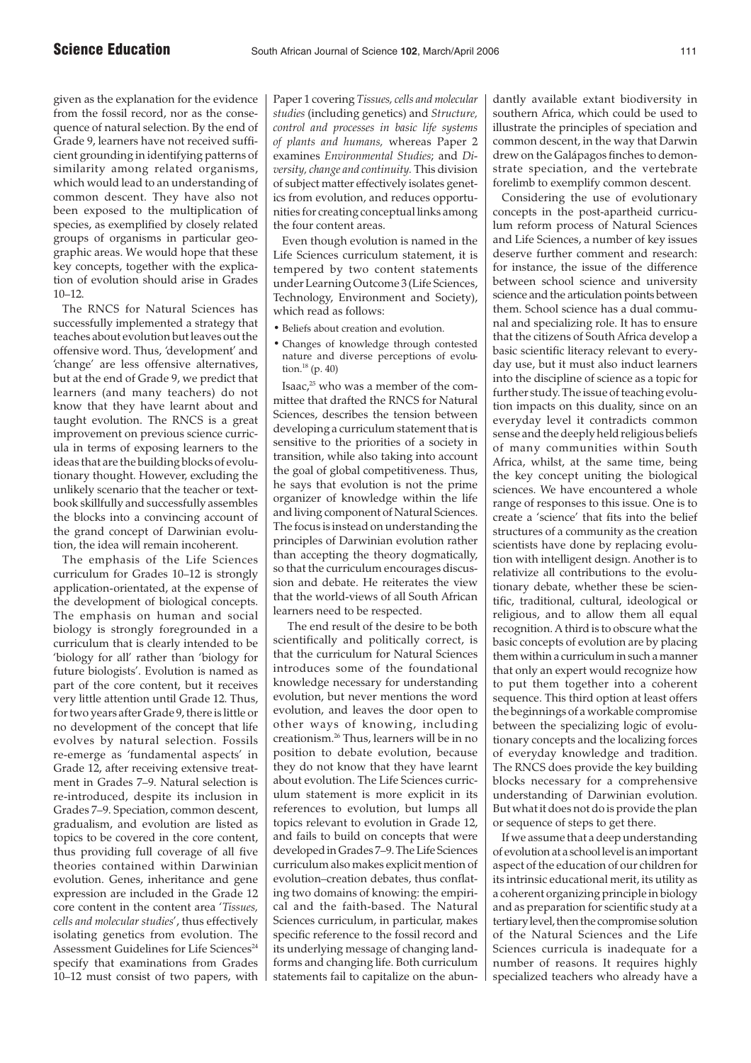given as the explanation for the evidence from the fossil record, nor as the consequence of natural selection. By the end of Grade 9, learners have not received sufficient grounding in identifying patterns of similarity among related organisms, which would lead to an understanding of common descent. They have also not been exposed to the multiplication of species, as exemplified by closely related groups of organisms in particular geographic areas. We would hope that these key concepts, together with the explication of evolution should arise in Grades 10–12.

The RNCS for Natural Sciences has successfully implemented a strategy that teaches about evolution but leaves out the offensive word. Thus, 'development' and 'change' are less offensive alternatives, but at the end of Grade 9, we predict that learners (and many teachers) do not know that they have learnt about and taught evolution. The RNCS is a great improvement on previous science curricula in terms of exposing learners to the ideas that are the building blocks of evolutionary thought. However, excluding the unlikely scenario that the teacher or textbook skillfully and successfully assembles the blocks into a convincing account of the grand concept of Darwinian evolution, the idea will remain incoherent.

The emphasis of the Life Sciences curriculum for Grades 10–12 is strongly application-orientated, at the expense of the development of biological concepts. The emphasis on human and social biology is strongly foregrounded in a curriculum that is clearly intended to be 'biology for all' rather than 'biology for future biologists'. Evolution is named as part of the core content, but it receives very little attention until Grade 12. Thus, for two years after Grade 9, there is little or no development of the concept that life evolves by natural selection. Fossils re-emerge as 'fundamental aspects' in Grade 12, after receiving extensive treatment in Grades 7–9. Natural selection is re-introduced, despite its inclusion in Grades 7–9. Speciation, common descent, gradualism, and evolution are listed as topics to be covered in the core content, thus providing full coverage of all five theories contained within Darwinian evolution. Genes, inheritance and gene expression are included in the Grade 12 core content in the content area '*Tissues, cells and molecular studies*', thus effectively isolating genetics from evolution. The Assessment Guidelines for Life Sciences[24] specify that examinations from Grades 10–12 must consist of two papers, with Paper 1 covering *Tissues, cells and molecular studies* (including genetics) and *Structure, control and processes in basic life systems of plants and humans,* whereas Paper 2 examines *Environmental Studies*; and *Diversity, change and continuity.* This division of subject matter effectively isolates genetics from evolution, and reduces opportunities for creating conceptual links among the four content areas.

Even though evolution is named in the Life Sciences curriculum statement, it is tempered by two content statements under Learning Outcome 3 (Life Sciences, Technology, Environment and Society), which read as follows:

- Beliefs about creation and evolution.
- Changes of knowledge through contested nature and diverse perceptions of evolution.[18] (p. 40)

Isaac,[25] who was a member of the committee that drafted the RNCS for Natural Sciences, describes the tension between developing a curriculum statement that is sensitive to the priorities of a society in transition, while also taking into account the goal of global competitiveness. Thus, he says that evolution is not the prime organizer of knowledge within the life and living component of Natural Sciences. The focus is instead on understanding the principles of Darwinian evolution rather than accepting the theory dogmatically, so that the curriculum encourages discussion and debate. He reiterates the view that the world-views of all South African learners need to be respected.

The end result of the desire to be both scientifically and politically correct, is that the curriculum for Natural Sciences introduces some of the foundational knowledge necessary for understanding evolution, but never mentions the word evolution, and leaves the door open to other ways of knowing, including creationism.[26] Thus, learners will be in no position to debate evolution, because they do not know that they have learnt about evolution. The Life Sciences curriculum statement is more explicit in its references to evolution, but lumps all topics relevant to evolution in Grade 12, and fails to build on concepts that were developed in Grades 7–9. The Life Sciences curriculum also makes explicit mention of evolution–creation debates, thus conflating two domains of knowing: the empirical and the faith-based. The Natural Sciences curriculum, in particular, makes specific reference to the fossil record and its underlying message of changing landforms and changing life. Both curriculum statements fail to capitalize on the abundantly available extant biodiversity in southern Africa, which could be used to illustrate the principles of speciation and common descent, in the way that Darwin drew on the Galápagos finches to demonstrate speciation, and the vertebrate forelimb to exemplify common descent.

Considering the use of evolutionary concepts in the post-apartheid curriculum reform process of Natural Sciences and Life Sciences, a number of key issues deserve further comment and research: for instance, the issue of the difference between school science and university science and the articulation points between them. School science has a dual communal and specializing role. It has to ensure that the citizens of South Africa develop a basic scientific literacy relevant to everyday use, but it must also induct learners into the discipline of science as a topic for further study. The issue of teaching evolution impacts on this duality, since on an everyday level it contradicts common sense and the deeply held religious beliefs of many communities within South Africa, whilst, at the same time, being the key concept uniting the biological sciences. We have encountered a whole range of responses to this issue. One is to create a 'science' that fits into the belief structures of a community as the creation scientists have done by replacing evolution with intelligent design. Another is to relativize all contributions to the evolutionary debate, whether these be scientific, traditional, cultural, ideological or religious, and to allow them all equal recognition. A third is to obscure what the basic concepts of evolution are by placing them within a curriculum in such a manner that only an expert would recognize how to put them together into a coherent sequence. This third option at least offers the beginnings of a workable compromise between the specializing logic of evolutionary concepts and the localizing forces of everyday knowledge and tradition. The RNCS does provide the key building blocks necessary for a comprehensive understanding of Darwinian evolution. But what it does not do is provide the plan or sequence of steps to get there.

If we assume that a deep understanding of evolution at a school level is an important aspect of the education of our children for its intrinsic educational merit, its utility as a coherent organizing principle in biology and as preparation for scientific study at a tertiary level, then the compromise solution of the Natural Sciences and the Life Sciences curricula is inadequate for a number of reasons. It requires highly specialized teachers who already have a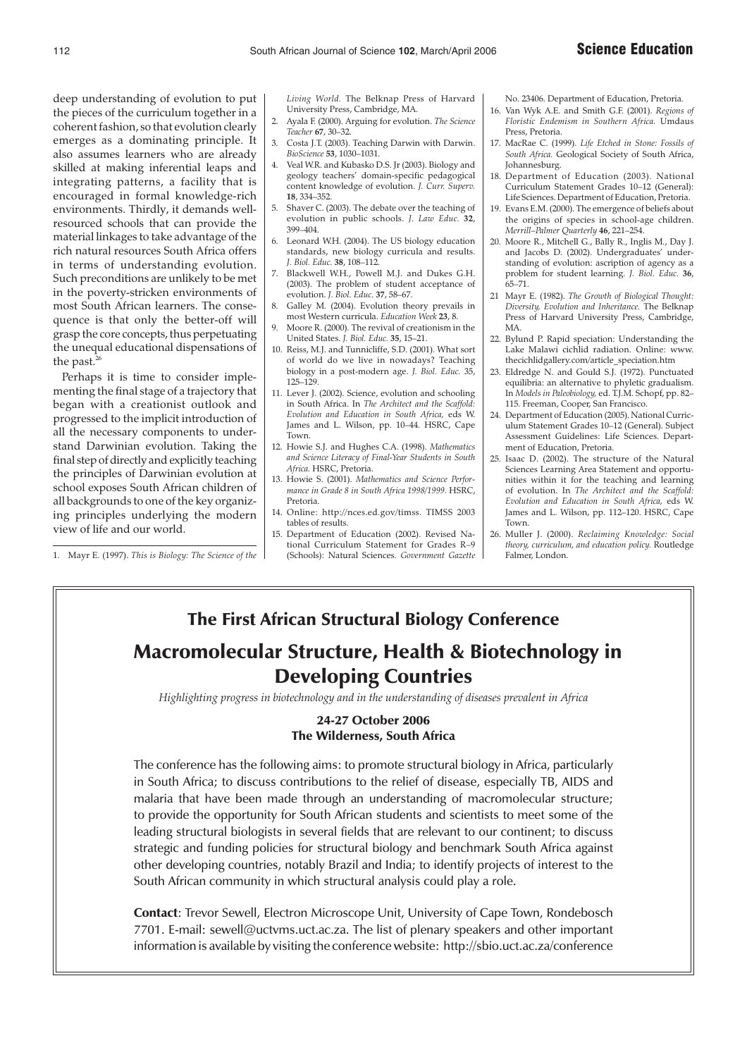deep understanding of evolution to put the pieces of the curriculum together in a coherent fashion, so that evolution clearly emerges as a dominating principle. It also assumes learners who are already skilled at making inferential leaps and integrating patterns, a facility that is encouraged in formal knowledge-rich environments. Thirdly, it demands well-resourced schools that can provide the material linkages to take advantage of the rich natural resources South Africa offers in terms of understanding evolution. Such preconditions are unlikely to be met in the poverty-stricken environments of most South African learners. The consequence is that only the better-off will grasp the core concepts, thus perpetuating the unequal educational dispensations of the past.[26]

Perhaps it is time to consider implementing the final stage of a trajectory that began with a creationist outlook and progressed to the implicit introduction of all the necessary components to understand Darwinian evolution. Taking the final step of directly and explicitly teaching the principles of Darwinian evolution at school exposes South African children of all backgrounds to one of the key organizing principles underlying the modern view of life and our world.

1. Mayr E. (1997). *This is Biology: The Science of the Living World.* The Belknap Press of Harvard University Press, Cambridge, MA.
2. Ayala F. (2000). Arguing for evolution. *The Science Teacher* **67**, 30–32.
3. Costa J.T. (2003). Teaching Darwin with Darwin. *BioScience* **53**, 1030–1031.
4. Veal W.R. and Kubasko D.S. Jr (2003). Biology and geology teachers' domain-specific pedagogical content knowledge of evolution. *J. Curr. Superv.* **18**, 334–352.
5. Shaver C. (2003). The debate over the teaching of evolution in public schools. *J. Law Educ.* **32**, 399–404.
6. Leonard W.H. (2004). The US biology education standards, new biology curricula and results. *J. Biol. Educ.* **38**, 108–112.
7. Blackwell W.H., Powell M.J. and Dukes G.H. (2003). The problem of student acceptance of evolution. *J. Biol. Educ.* **37**, 58–67.
8. Galley M. (2004). Evolution theory prevails in most Western curricula. *Education Week* **23**, 8.
9. Moore R. (2000). The revival of creationism in the United States. *J. Biol. Educ.* **35**, 15–21.
10. Reiss, M.J. and Tunnicliffe, S.D. (2001). What sort of world do we live in nowadays? Teaching biology in a post-modern age. *J. Biol. Educ.* 35, 125–129.
11. Lever J. (2002). Science, evolution and schooling in South Africa. In *The Architect and the Scaffold: Evolution and Education in South Africa,* eds W. James and L. Wilson, pp. 10–44. HSRC, Cape Town.
12. Howie S.J. and Hughes C.A. (1998). *Mathematics and Science Literacy of Final-Year Students in South Africa.* HSRC, Pretoria.
13. Howie S. (2001). *Mathematics and Science Performance in Grade 8 in South Africa 1998/1999.* HSRC, Pretoria.
14. Online: http://nces.ed.gov/timss. TIMSS 2003 tables of results.
15. Department of Education (2002). Revised National Curriculum Statement for Grades R–9 (Schools): Natural Sciences. *Government Gazette* No. 23406. Department of Education, Pretoria.
16. Van Wyk A.E. and Smith G.F. (2001). *Regions of Floristic Endemism in Southern Africa.* Umdaus Press, Pretoria.
17. MacRae C. (1999). *Life Etched in Stone: Fossils of South Africa.* Geological Society of South Africa, Johannesburg.
18. Department of Education (2003). National Curriculum Statement Grades 10–12 (General): Life Sciences. Department of Education, Pretoria.
19. Evans E.M. (2000). The emergence of beliefs about the origins of species in school-age children. *Merrill–Palmer Quarterly* **46**, 221–254.
20. Moore R., Mitchell G., Bally R., Inglis M., Day J. and Jacobs D. (2002). Undergraduates' understanding of evolution: ascription of agency as a problem for student learning. *J. Biol. Educ.* **36**, 65–71.
21. Mayr E. (1982). *The Growth of Biological Thought: Diversity, Evolution and Inheritance.* The Belknap Press of Harvard University Press, Cambridge, MA.
22. Bylund P. Rapid speciation: Understanding the Lake Malawi cichlid radiation. Online: www.thecichlidgallery.com/article_speciation.htm
23. Eldredge N. and Gould S.J. (1972). Punctuated equilibria: an alternative to phyletic gradualism. In *Models in Paleobiology,* ed. T.J.M. Schopf, pp. 82–115. Freeman, Cooper, San Francisco.
24. Department of Education (2005). National Curriculum Statement Grades 10–12 (General). Subject Assessment Guidelines: Life Sciences. Department of Education, Pretoria.
25. Isaac D. (2002). The structure of the Natural Sciences Learning Area Statement and opportunities within it for the teaching and learning of evolution. In *The Architect and the Scaffold: Evolution and Education in South Africa,* eds W. James and L. Wilson, pp. 112–120. HSRC, Cape Town.
26. Muller J. (2000). *Reclaiming Knowledge: Social theory, curriculum, and education policy.* Routledge Falmer, London.

## The First African Structural Biology Conference

# Macromolecular Structure, Health & Biotechnology in Developing Countries

*Highlighting progress in biotechnology and in the understanding of diseases prevalent in Africa*

**24-27 October 2006**
**The Wilderness, South Africa**

The conference has the following aims: to promote structural biology in Africa, particularly in South Africa; to discuss contributions to the relief of disease, especially TB, AIDS and malaria that have been made through an understanding of macromolecular structure; to provide the opportunity for South African students and scientists to meet some of the leading structural biologists in several fields that are relevant to our continent; to discuss strategic and funding policies for structural biology and benchmark South Africa against other developing countries, notably Brazil and India; to identify projects of interest to the South African community in which structural analysis could play a role.

**Contact**: Trevor Sewell, Electron Microscope Unit, University of Cape Town, Rondebosch 7701. E-mail: sewell@uctvms.uct.ac.za. The list of plenary speakers and other important information is available by visiting the conference website: http://sbio.uct.ac.za/conference